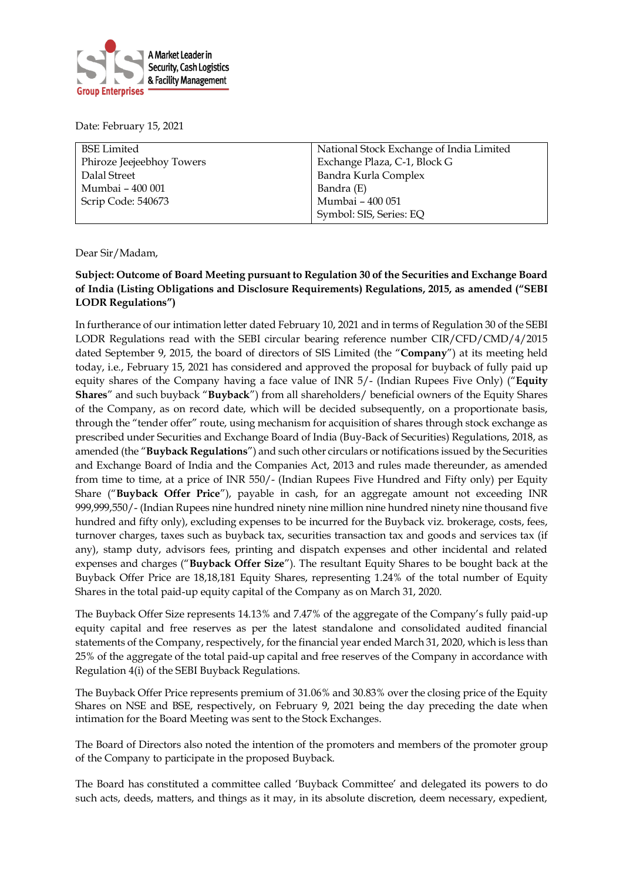Date: February 15, 2021

| BSE Limited<br>Phiroze Jeejeebhoy Towers<br>Dalal Street<br>Mumbai – 400 001<br>Scrip Code: 540673 | National Stock Exchange of India Limited<br>Exchange Plaza, C-1, Block G<br>Bandra Kurla Complex<br>Bandra (E)<br>Mumbai – 400 051<br>Symbol: SIS, Series: EQ |
|---|---|

Dear Sir/Madam,

**Subject: Outcome of Board Meeting pursuant to Regulation 30 of the Securities and Exchange Board of India (Listing Obligations and Disclosure Requirements) Regulations, 2015, as amended ("SEBI LODR Regulations")**

In furtherance of our intimation letter dated February 10, 2021 and in terms of Regulation 30 of the SEBI LODR Regulations read with the SEBI circular bearing reference number CIR/CFD/CMD/4/2015 dated September 9, 2015, the board of directors of SIS Limited (the "**Company**") at its meeting held today, i.e., February 15, 2021 has considered and approved the proposal for buyback of fully paid up equity shares of the Company having a face value of INR 5/- (Indian Rupees Five Only) ("**Equity Shares**" and such buyback "**Buyback**") from all shareholders/ beneficial owners of the Equity Shares of the Company, as on record date, which will be decided subsequently, on a proportionate basis, through the "tender offer" route, using mechanism for acquisition of shares through stock exchange as prescribed under Securities and Exchange Board of India (Buy-Back of Securities) Regulations, 2018, as amended (the "**Buyback Regulations**") and such other circulars or notifications issued by the Securities and Exchange Board of India and the Companies Act, 2013 and rules made thereunder, as amended from time to time, at a price of INR 550/- (Indian Rupees Five Hundred and Fifty only) per Equity Share ("**Buyback Offer Price**"), payable in cash, for an aggregate amount not exceeding INR 999,999,550/- (Indian Rupees nine hundred ninety nine million nine hundred ninety nine thousand five hundred and fifty only), excluding expenses to be incurred for the Buyback viz. brokerage, costs, fees, turnover charges, taxes such as buyback tax, securities transaction tax and goods and services tax (if any), stamp duty, advisors fees, printing and dispatch expenses and other incidental and related expenses and charges ("**Buyback Offer Size**"). The resultant Equity Shares to be bought back at the Buyback Offer Price are 18,18,181 Equity Shares, representing 1.24% of the total number of Equity Shares in the total paid-up equity capital of the Company as on March 31, 2020.

The Buyback Offer Size represents 14.13% and 7.47% of the aggregate of the Company's fully paid-up equity capital and free reserves as per the latest standalone and consolidated audited financial statements of the Company, respectively, for the financial year ended March 31, 2020, which is less than 25% of the aggregate of the total paid-up capital and free reserves of the Company in accordance with Regulation 4(i) of the SEBI Buyback Regulations.

The Buyback Offer Price represents premium of 31.06% and 30.83% over the closing price of the Equity Shares on NSE and BSE, respectively, on February 9, 2021 being the day preceding the date when intimation for the Board Meeting was sent to the Stock Exchanges.

The Board of Directors also noted the intention of the promoters and members of the promoter group of the Company to participate in the proposed Buyback.

The Board has constituted a committee called 'Buyback Committee' and delegated its powers to do such acts, deeds, matters, and things as it may, in its absolute discretion, deem necessary, expedient,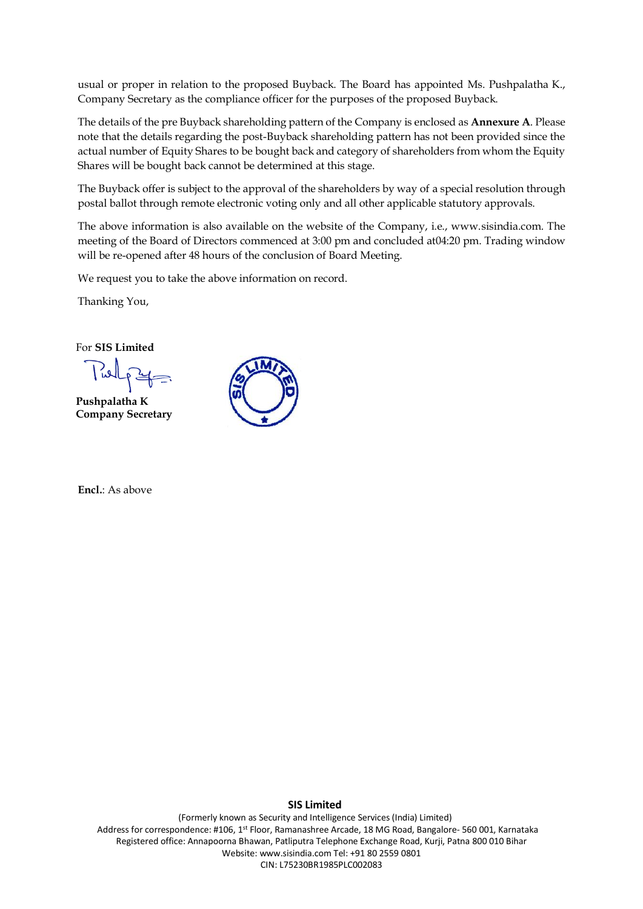usual or proper in relation to the proposed Buyback. The Board has appointed Ms. Pushpalatha K., Company Secretary as the compliance officer for the purposes of the proposed Buyback.

The details of the pre Buyback shareholding pattern of the Company is enclosed as **Annexure A**. Please note that the details regarding the post-Buyback shareholding pattern has not been provided since the actual number of Equity Shares to be bought back and category of shareholders from whom the Equity Shares will be bought back cannot be determined at this stage.

The Buyback offer is subject to the approval of the shareholders by way of a special resolution through postal ballot through remote electronic voting only and all other applicable statutory approvals.

The above information is also available on the website of the Company, i.e., www.sisindia.com. The meeting of the Board of Directors commenced at 3:00 pm and concluded at04:20 pm. Trading window will be re-opened after 48 hours of the conclusion of Board Meeting.

We request you to take the above information on record.

Thanking You,

For **SIS Limited**

**Pushpalatha K**
**Company Secretary**

**Encl.**: As above

**SIS Limited**

(Formerly known as Security and Intelligence Services (India) Limited)
Address for correspondence: #106, 1st Floor, Ramanashree Arcade, 18 MG Road, Bangalore- 560 001, Karnataka
Registered office: Annapoorna Bhawan, Patliputra Telephone Exchange Road, Kurji, Patna 800 010 Bihar
Website: www.sisindia.com Tel: +91 80 2559 0801
CIN: L75230BR1985PLC002083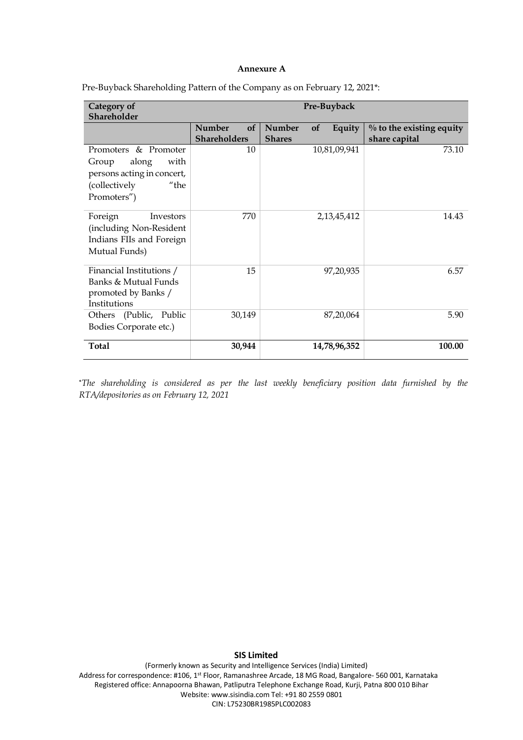**Annexure A**

Pre-Buyback Shareholding Pattern of the Company as on February 12, 2021*:

| Category of Shareholder | Pre-Buyback | | |
|---|---|---|---|
| | **Number of Shareholders** | **Number of Equity Shares** | **% to the existing equity share capital** |
| Promoters & Promoter Group along with persons acting in concert, (collectively "the Promoters") | 10 | 10,81,09,941 | 73.10 |
| Foreign Investors (including Non-Resident Indians FIIs and Foreign Mutual Funds) | 770 | 2,13,45,412 | 14.43 |
| Financial Institutions / Banks & Mutual Funds promoted by Banks / Institutions | 15 | 97,20,935 | 6.57 |
| Others (Public, Public Bodies Corporate etc.) | 30,149 | 87,20,064 | 5.90 |
| **Total** | **30,944** | **14,78,96,352** | **100.00** |

**The shareholding is considered as per the last weekly beneficiary position data furnished by the RTA/depositories as on February 12, 2021*

**SIS Limited**

(Formerly known as Security and Intelligence Services (India) Limited)
Address for correspondence: #106, 1st Floor, Ramanashree Arcade, 18 MG Road, Bangalore- 560 001, Karnataka
Registered office: Annapoorna Bhawan, Patliputra Telephone Exchange Road, Kurji, Patna 800 010 Bihar
Website: www.sisindia.com Tel: +91 80 2559 0801
CIN: L75230BR1985PLC002083